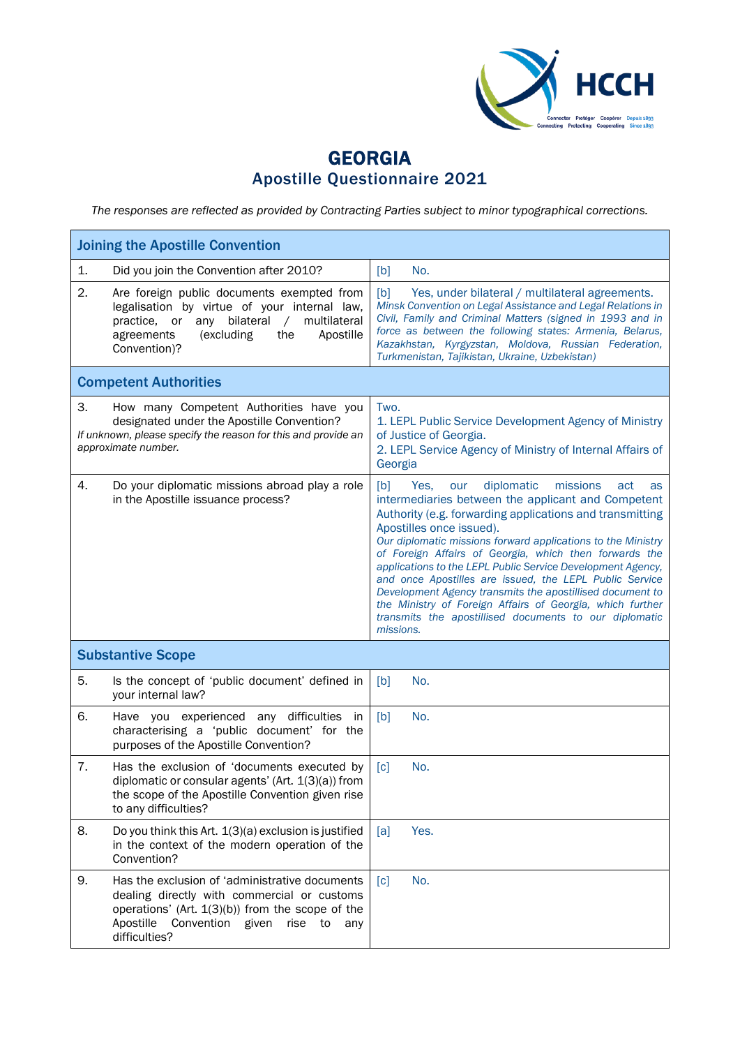# GEORGIA
## Apostille Questionnaire 2021

*The responses are reflected as provided by Contracting Parties subject to minor typographical corrections.*

| Joining the Apostille Convention | |
|---|---|
| 1. Did you join the Convention after 2010? | [b] No. |
| 2. Are foreign public documents exempted from legalisation by virtue of your internal law, practice, or any bilateral / multilateral agreements (excluding the Apostille Convention)? | [b] Yes, under bilateral / multilateral agreements. *Minsk Convention on Legal Assistance and Legal Relations in Civil, Family and Criminal Matters (signed in 1993 and in force as between the following states: Armenia, Belarus, Kazakhstan, Kyrgyzstan, Moldova, Russian Federation, Turkmenistan, Tajikistan, Ukraine, Uzbekistan)* |
| **Competent Authorities** | |
| 3. How many Competent Authorities have you designated under the Apostille Convention? *If unknown, please specify the reason for this and provide an approximate number.* | Two. 1. LEPL Public Service Development Agency of Ministry of Justice of Georgia. 2. LEPL Service Agency of Ministry of Internal Affairs of Georgia |
| 4. Do your diplomatic missions abroad play a role in the Apostille issuance process? | [b] Yes, our diplomatic missions act as intermediaries between the applicant and Competent Authority (e.g. forwarding applications and transmitting Apostilles once issued). *Our diplomatic missions forward applications to the Ministry of Foreign Affairs of Georgia, which then forwards the applications to the LEPL Public Service Development Agency, and once Apostilles are issued, the LEPL Public Service Development Agency transmits the apostillised document to the Ministry of Foreign Affairs of Georgia, which further transmits the apostillised documents to our diplomatic missions.* |
| **Substantive Scope** | |
| 5. Is the concept of 'public document' defined in your internal law? | [b] No. |
| 6. Have you experienced any difficulties in characterising a 'public document' for the purposes of the Apostille Convention? | [b] No. |
| 7. Has the exclusion of 'documents executed by diplomatic or consular agents' (Art. 1(3)(a)) from the scope of the Apostille Convention given rise to any difficulties? | [c] No. |
| 8. Do you think this Art. 1(3)(a) exclusion is justified in the context of the modern operation of the Convention? | [a] Yes. |
| 9. Has the exclusion of 'administrative documents dealing directly with commercial or customs operations' (Art. 1(3)(b)) from the scope of the Apostille Convention given rise to any difficulties? | [c] No. |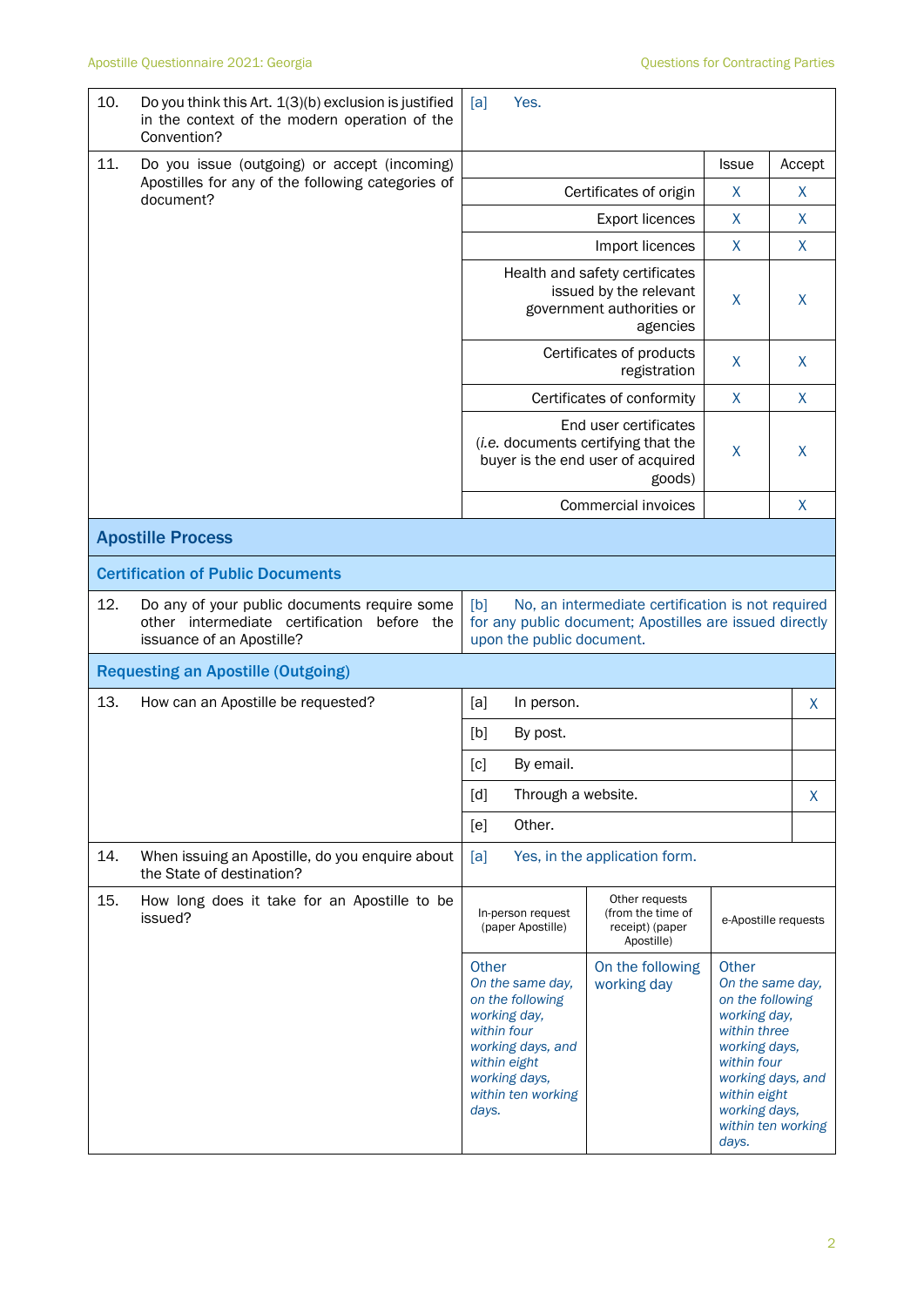| | | | | |
|---|---|---|---|---|
| 10. | Do you think this Art. 1(3)(b) exclusion is justified in the context of the modern operation of the Convention? | [a] Yes. | | |
| 11. | Do you issue (outgoing) or accept (incoming) Apostilles for any of the following categories of document? | | Issue | Accept |
| | | Certificates of origin | X | X |
| | | Export licences | X | X |
| | | Import licences | X | X |
| | | Health and safety certificates issued by the relevant government authorities or agencies | X | X |
| | | Certificates of products registration | X | X |
| | | Certificates of conformity | X | X |
| | | End user certificates (*i.e.* documents certifying that the buyer is the end user of acquired goods) | X | X |
| | | Commercial invoices | | X |

## Apostille Process

### Certification of Public Documents

| | | |
|---|---|---|
| 12. | Do any of your public documents require some other intermediate certification before the issuance of an Apostille? | [b] No, an intermediate certification is not required for any public document; Apostilles are issued directly upon the public document. |

### Requesting an Apostille (Outgoing)

| | | | |
|---|---|---|---|
| 13. | How can an Apostille be requested? | [a] In person. | X |
| | | [b] By post. | |
| | | [c] By email. | |
| | | [d] Through a website. | X |
| | | [e] Other. | |
| 14. | When issuing an Apostille, do you enquire about the State of destination? | [a] Yes, in the application form. | |

| | | | | |
|---|---|---|---|---|
| 15. | How long does it take for an Apostille to be issued? | In-person request (paper Apostille) | Other requests (from the time of receipt) (paper Apostille) | e-Apostille requests |
| | | Other *On the same day, on the following working day, within four working days, and within eight working days, within ten working days.* | On the following working day | Other *On the same day, on the following working day, within three working days, within four working days, and within eight working days, within ten working days.* |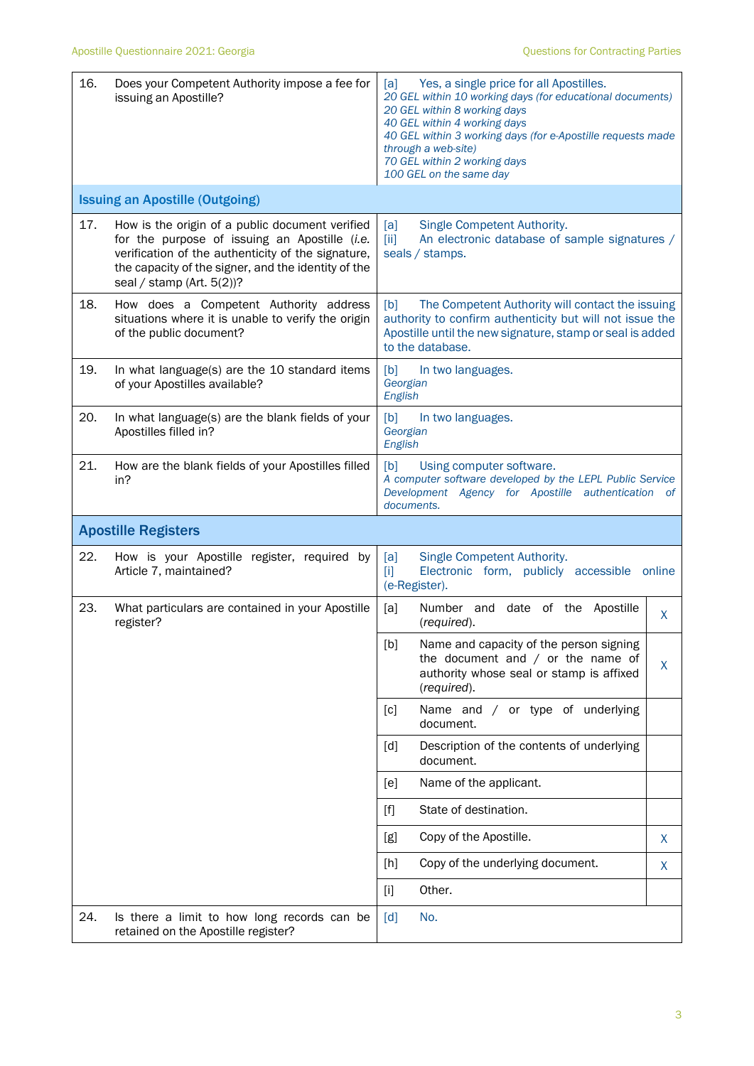| | | |
|---|---|---|
| 16. | Does your Competent Authority impose a fee for issuing an Apostille? | [a] Yes, a single price for all Apostilles.<br>*20 GEL within 10 working days (for educational documents)*<br>*20 GEL within 8 working days*<br>*40 GEL within 4 working days*<br>*40 GEL within 3 working days (for e-Apostille requests made through a web-site)*<br>*70 GEL within 2 working days*<br>*100 GEL on the same day* |

## Issuing an Apostille (Outgoing)

| | | |
|---|---|---|
| 17. | How is the origin of a public document verified for the purpose of issuing an Apostille (*i.e.* verification of the authenticity of the signature, the capacity of the signer, and the identity of the seal / stamp (Art. 5(2))? | [a] Single Competent Authority.<br>[ii] An electronic database of sample signatures / seals / stamps. |
| 18. | How does a Competent Authority address situations where it is unable to verify the origin of the public document? | [b] The Competent Authority will contact the issuing authority to confirm authenticity but will not issue the Apostille until the new signature, stamp or seal is added to the database. |
| 19. | In what language(s) are the 10 standard items of your Apostilles available? | [b] In two languages.<br>*Georgian*<br>*English* |
| 20. | In what language(s) are the blank fields of your Apostilles filled in? | [b] In two languages.<br>*Georgian*<br>*English* |
| 21. | How are the blank fields of your Apostilles filled in? | [b] Using computer software.<br>*A computer software developed by the LEPL Public Service Development Agency for Apostille authentication of documents.* |

## Apostille Registers

| | | | | |
|---|---|---|---|---|
| 22. | How is your Apostille register, required by Article 7, maintained? | [a] Single Competent Authority.<br>[i] Electronic form, publicly accessible online (e-Register). | | |
| 23. | What particulars are contained in your Apostille register? | [a] | Number and date of the Apostille (*required*). | X |
| | | [b] | Name and capacity of the person signing the document and / or the name of authority whose seal or stamp is affixed (*required*). | X |
| | | [c] | Name and / or type of underlying document. | |
| | | [d] | Description of the contents of underlying document. | |
| | | [e] | Name of the applicant. | |
| | | [f] | State of destination. | |
| | | [g] | Copy of the Apostille. | X |
| | | [h] | Copy of the underlying document. | X |
| | | [i] | Other. | |
| 24. | Is there a limit to how long records can be retained on the Apostille register? | [d] No. | | |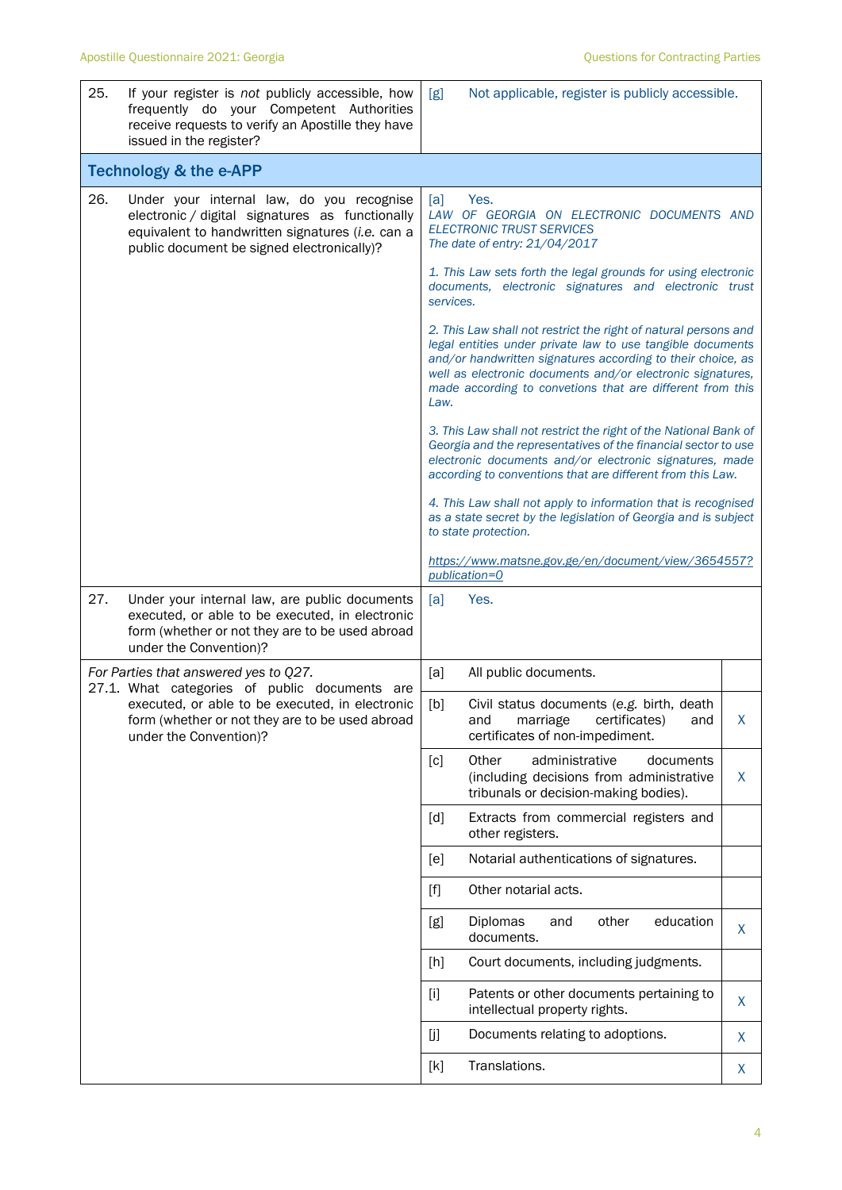| | |
|---|---|
| 25. If your register is *not* publicly accessible, how frequently do your Competent Authorities receive requests to verify an Apostille they have issued in the register? | [g] Not applicable, register is publicly accessible. |

**Technology & the e-APP**

| | |
|---|---|
| 26. Under your internal law, do you recognise electronic / digital signatures as functionally equivalent to handwritten signatures (*i.e.* can a public document be signed electronically)? | [a] Yes.<br>*LAW OF GEORGIA ON ELECTRONIC DOCUMENTS AND ELECTRONIC TRUST SERVICES*<br>*The date of entry: 21/04/2017*<br><br>*1. This Law sets forth the legal grounds for using electronic documents, electronic signatures and electronic trust services.*<br><br>*2. This Law shall not restrict the right of natural persons and legal entities under private law to use tangible documents and/or handwritten signatures according to their choice, as well as electronic documents and/or electronic signatures, made according to convetions that are different from this Law.*<br><br>*3. This Law shall not restrict the right of the National Bank of Georgia and the representatives of the financial sector to use electronic documents and/or electronic signatures, made according to conventions that are different from this Law.*<br><br>*4. This Law shall not apply to information that is recognised as a state secret by the legislation of Georgia and is subject to state protection.*<br><br>*https://www.matsne.gov.ge/en/document/view/3654557?publication=0* |
| 27. Under your internal law, are public documents executed, or able to be executed, in electronic form (whether or not they are to be used abroad under the Convention)? | [a] Yes. |

| *For Parties that answered yes to Q27.*<br>27.1. What categories of public documents are executed, or able to be executed, in electronic form (whether or not they are to be used abroad under the Convention)? | | |
|---|---|---|
| | [a] All public documents. | |
| | [b] Civil status documents (e.g. birth, death and marriage certificates) and certificates of non-impediment. | X |
| | [c] Other administrative documents (including decisions from administrative tribunals or decision-making bodies). | X |
| | [d] Extracts from commercial registers and other registers. | |
| | [e] Notarial authentications of signatures. | |
| | [f] Other notarial acts. | |
| | [g] Diplomas and other education documents. | X |
| | [h] Court documents, including judgments. | |
| | [i] Patents or other documents pertaining to intellectual property rights. | X |
| | [j] Documents relating to adoptions. | X |
| | [k] Translations. | X |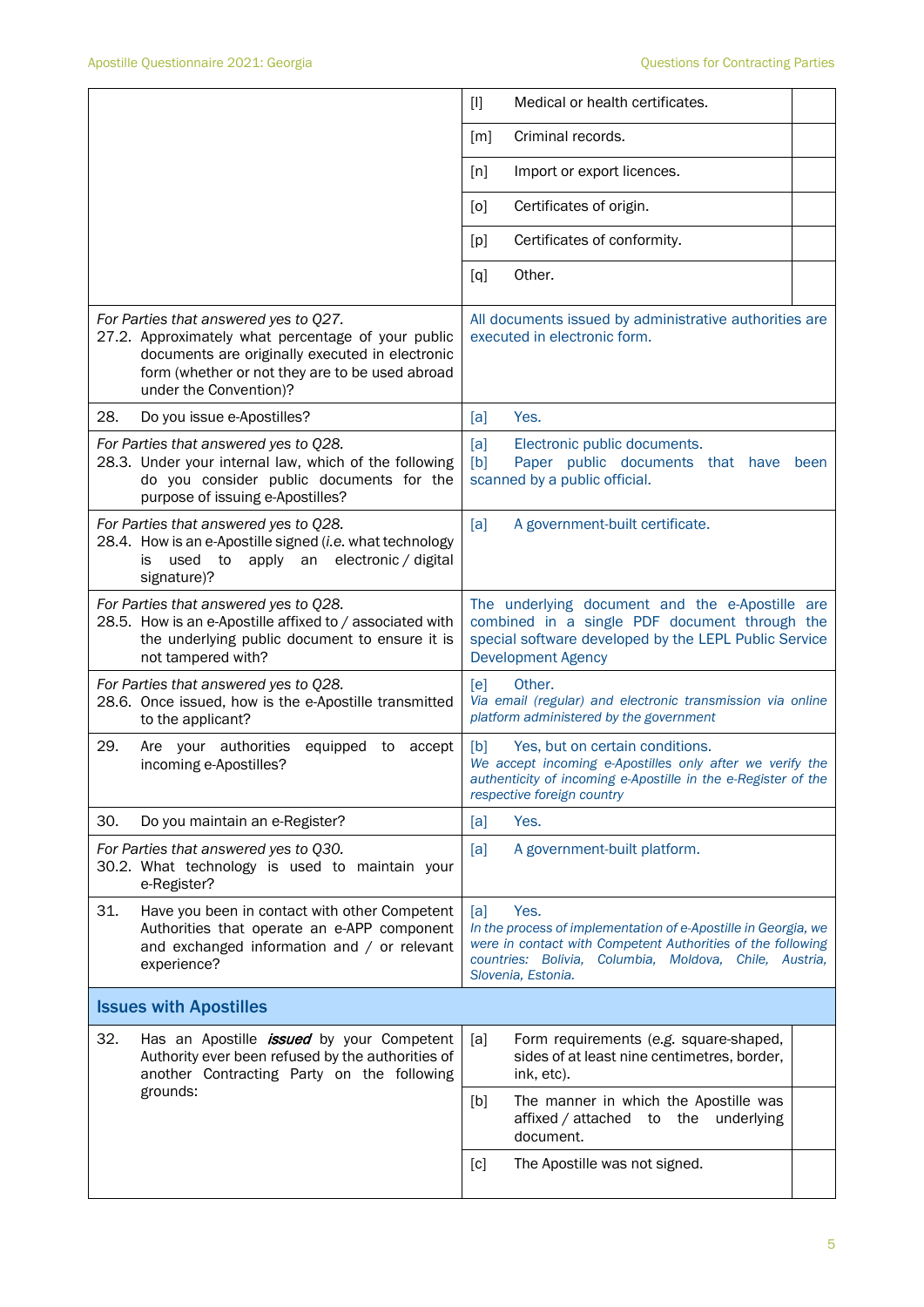| | | |
|---|---|---|
| | [l] Medical or health certificates. | |
| | [m] Criminal records. | |
| | [n] Import or export licences. | |
| | [o] Certificates of origin. | |
| | [p] Certificates of conformity. | |
| | [q] Other. | |
| *For Parties that answered yes to Q27.* 27.2. Approximately what percentage of your public documents are originally executed in electronic form (whether or not they are to be used abroad under the Convention)? | All documents issued by administrative authorities are executed in electronic form. | |
| 28. Do you issue e-Apostilles? | [a] Yes. | |
| *For Parties that answered yes to Q28.* 28.3. Under your internal law, which of the following do you consider public documents for the purpose of issuing e-Apostilles? | [a] Electronic public documents. [b] Paper public documents that have been scanned by a public official. | |
| *For Parties that answered yes to Q28.* 28.4. How is an e-Apostille signed (*i.e.* what technology is used to apply an electronic / digital signature)? | [a] A government-built certificate. | |
| *For Parties that answered yes to Q28.* 28.5. How is an e-Apostille affixed to / associated with the underlying public document to ensure it is not tampered with? | The underlying document and the e-Apostille are combined in a single PDF document through the special software developed by the LEPL Public Service Development Agency | |
| *For Parties that answered yes to Q28.* 28.6. Once issued, how is the e-Apostille transmitted to the applicant? | [e] Other. *Via email (regular) and electronic transmission via online platform administered by the government* | |
| 29. Are your authorities equipped to accept incoming e-Apostilles? | [b] Yes, but on certain conditions. *We accept incoming e-Apostilles only after we verify the authenticity of incoming e-Apostille in the e-Register of the respective foreign country* | |
| 30. Do you maintain an e-Register? | [a] Yes. | |
| *For Parties that answered yes to Q30.* 30.2. What technology is used to maintain your e-Register? | [a] A government-built platform. | |
| 31. Have you been in contact with other Competent Authorities that operate an e-APP component and exchanged information and / or relevant experience? | [a] Yes. *In the process of implementation of e-Apostille in Georgia, we were in contact with Competent Authorities of the following countries: Bolivia, Columbia, Moldova, Chile, Austria, Slovenia, Estonia.* | |
| **Issues with Apostilles** | | |
| 32. Has an Apostille ***issued*** by your Competent Authority ever been refused by the authorities of another Contracting Party on the following grounds: | [a] Form requirements (e.g. square-shaped, sides of at least nine centimetres, border, ink, etc). | |
| | [b] The manner in which the Apostille was affixed / attached to the underlying document. | |
| | [c] The Apostille was not signed. | |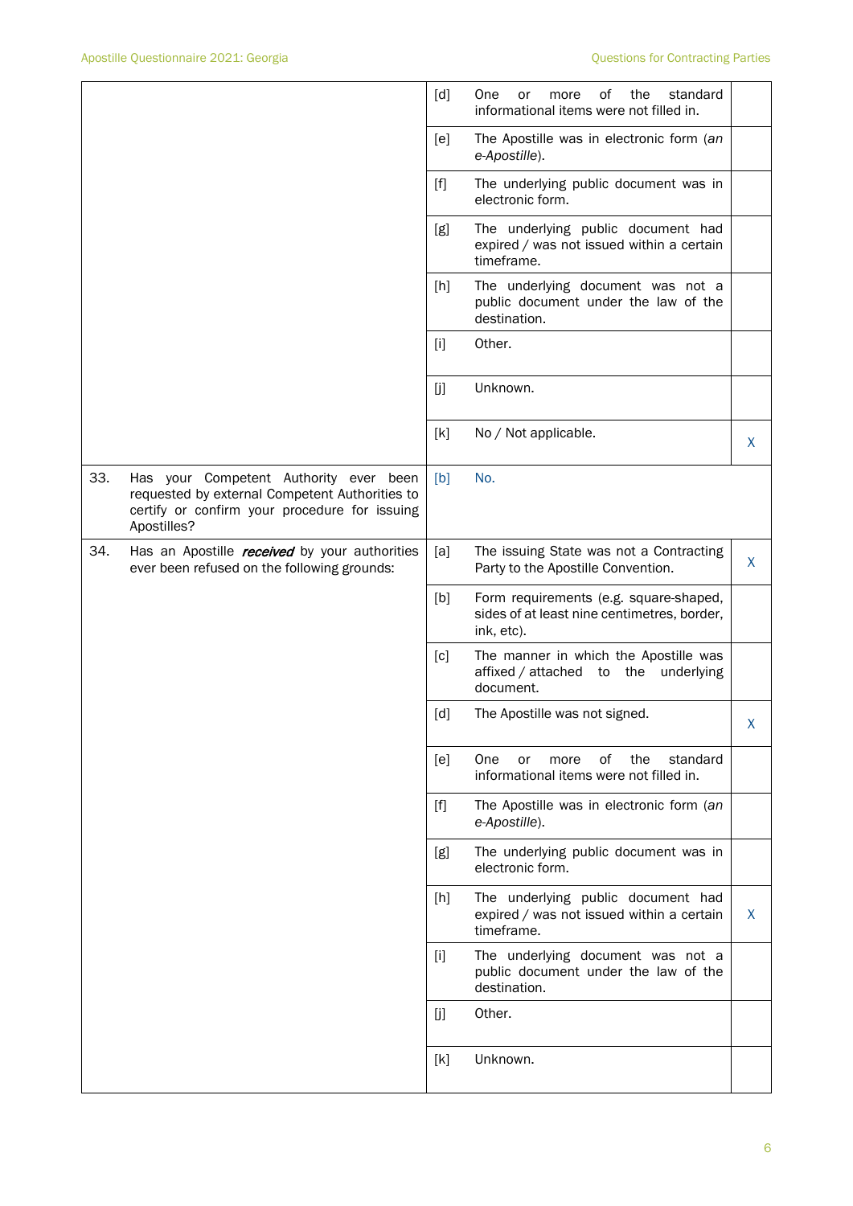| | | | |
|---|---|---|---|
| | [d] | One or more of the standard informational items were not filled in. | |
| | [e] | The Apostille was in electronic form (*an e-Apostille*). | |
| | [f] | The underlying public document was in electronic form. | |
| | [g] | The underlying public document had expired / was not issued within a certain timeframe. | |
| | [h] | The underlying document was not a public document under the law of the destination. | |
| | [i] | Other. | |
| | [j] | Unknown. | |
| | [k] | No / Not applicable. | X |
| 33. Has your Competent Authority ever been requested by external Competent Authorities to certify or confirm your procedure for issuing Apostilles? | [b] | No. | |
| 34. Has an Apostille ***received*** by your authorities ever been refused on the following grounds: | [a] | The issuing State was not a Contracting Party to the Apostille Convention. | X |
| | [b] | Form requirements (e.g. square-shaped, sides of at least nine centimetres, border, ink, etc). | |
| | [c] | The manner in which the Apostille was affixed / attached to the underlying document. | |
| | [d] | The Apostille was not signed. | X |
| | [e] | One or more of the standard informational items were not filled in. | |
| | [f] | The Apostille was in electronic form (*an e-Apostille*). | |
| | [g] | The underlying public document was in electronic form. | |
| | [h] | The underlying public document had expired / was not issued within a certain timeframe. | X |
| | [i] | The underlying document was not a public document under the law of the destination. | |
| | [j] | Other. | |
| | [k] | Unknown. | |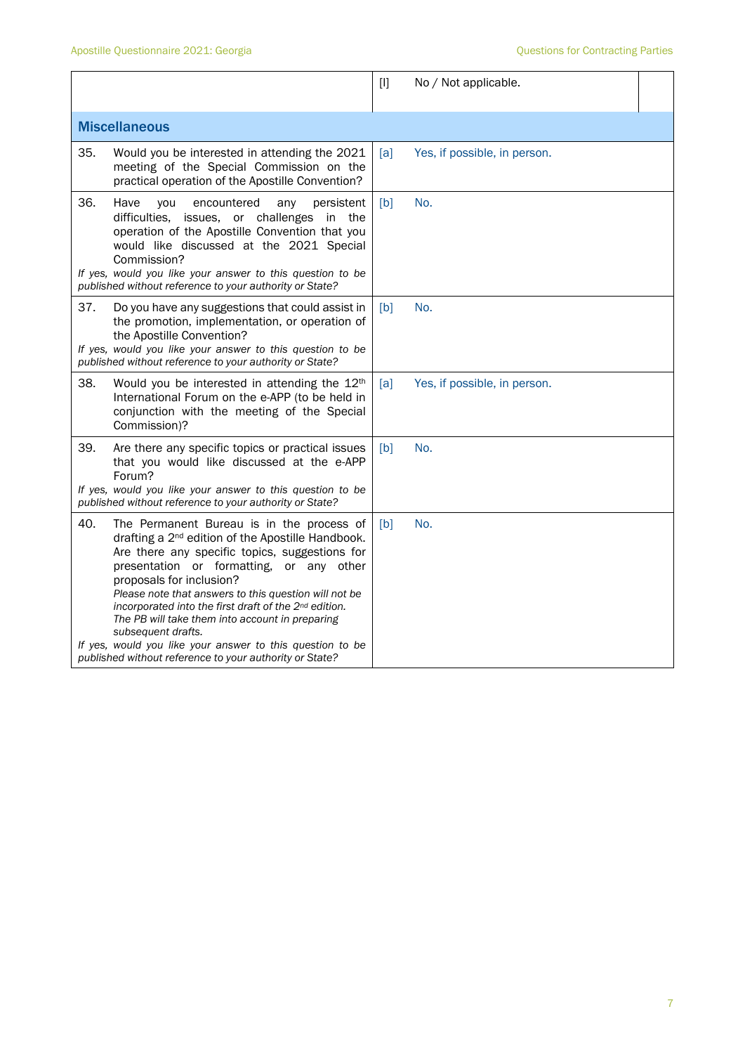| | |
|---|---|
| | [l] No / Not applicable. |
| **Miscellaneous** | |
| 35. Would you be interested in attending the 2021 meeting of the Special Commission on the practical operation of the Apostille Convention? | [a] Yes, if possible, in person. |
| 36. Have you encountered any persistent difficulties, issues, or challenges in the operation of the Apostille Convention that you would like discussed at the 2021 Special Commission? *If yes, would you like your answer to this question to be published without reference to your authority or State?* | [b] No. |
| 37. Do you have any suggestions that could assist in the promotion, implementation, or operation of the Apostille Convention? *If yes, would you like your answer to this question to be published without reference to your authority or State?* | [b] No. |
| 38. Would you be interested in attending the 12th International Forum on the e-APP (to be held in conjunction with the meeting of the Special Commission)? | [a] Yes, if possible, in person. |
| 39. Are there any specific topics or practical issues that you would like discussed at the e-APP Forum? *If yes, would you like your answer to this question to be published without reference to your authority or State?* | [b] No. |
| 40. The Permanent Bureau is in the process of drafting a 2nd edition of the Apostille Handbook. Are there any specific topics, suggestions for presentation or formatting, or any other proposals for inclusion? *Please note that answers to this question will not be incorporated into the first draft of the 2nd edition. The PB will take them into account in preparing subsequent drafts.* *If yes, would you like your answer to this question to be published without reference to your authority or State?* | [b] No. |